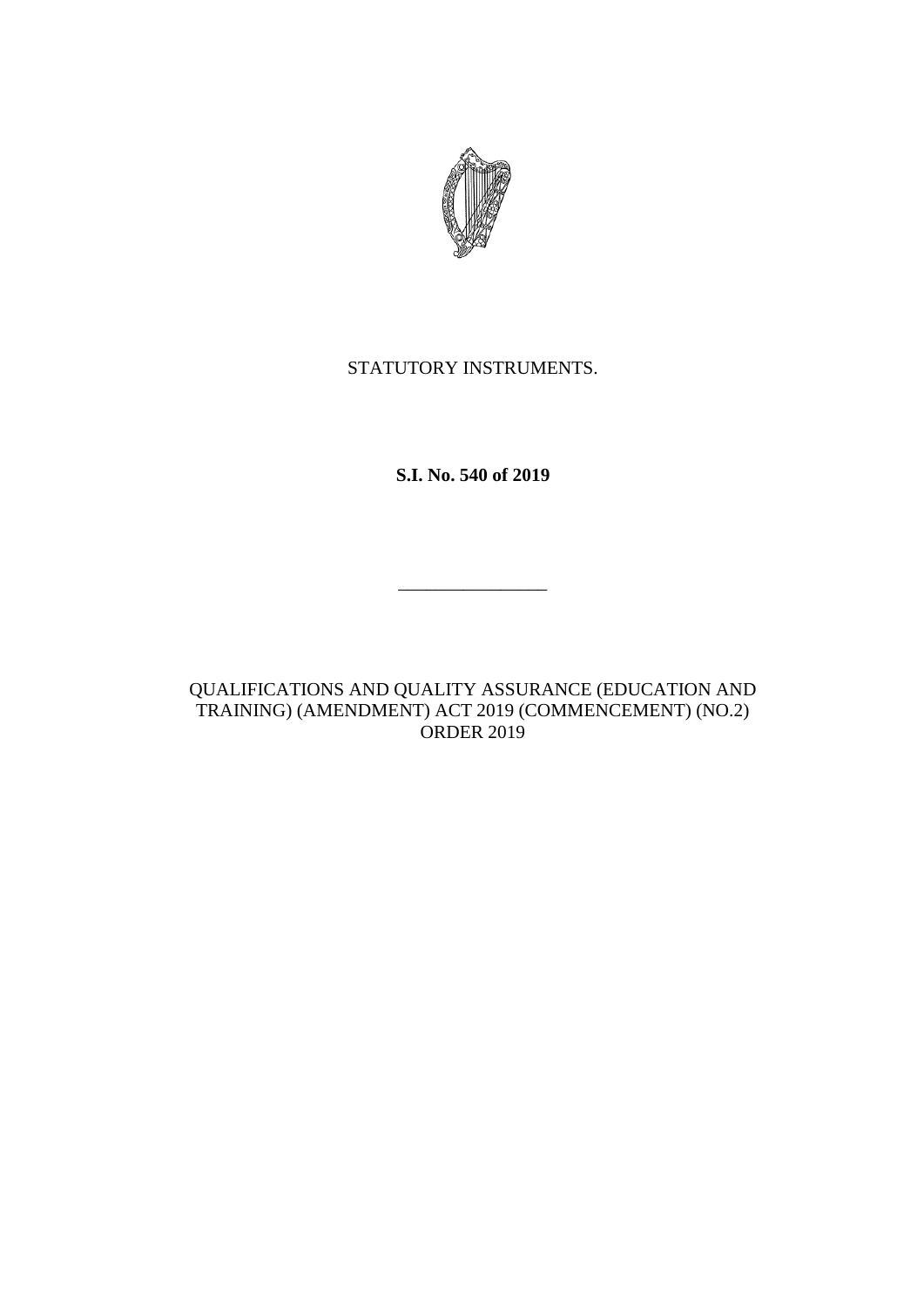STATUTORY INSTRUMENTS.

**S.I. No. 540 of 2019**

---

QUALIFICATIONS AND QUALITY ASSURANCE (EDUCATION AND TRAINING) (AMENDMENT) ACT 2019 (COMMENCEMENT) (NO.2) ORDER 2019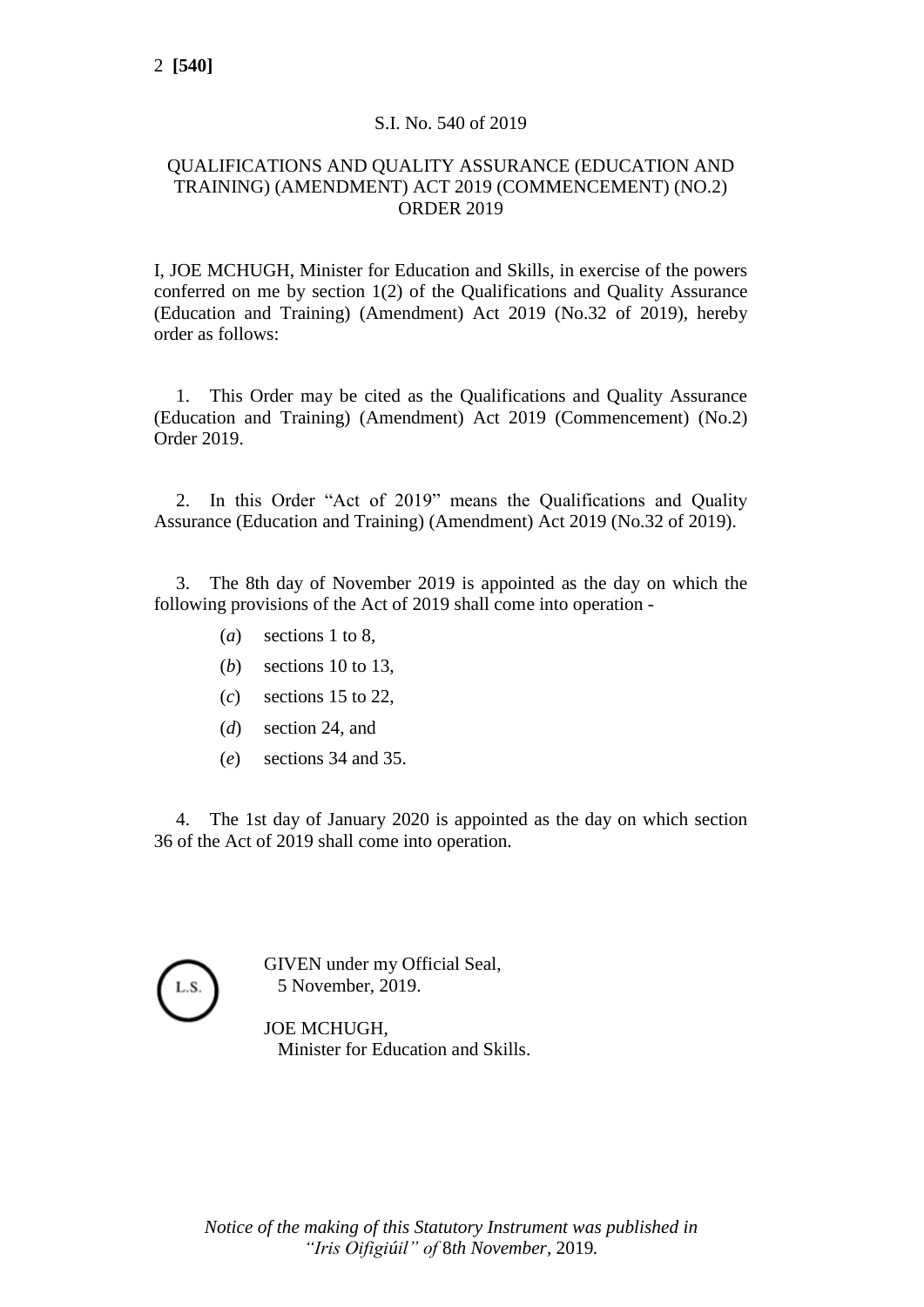S.I. No. 540 of 2019

# QUALIFICATIONS AND QUALITY ASSURANCE (EDUCATION AND TRAINING) (AMENDMENT) ACT 2019 (COMMENCEMENT) (NO.2) ORDER 2019

I, JOE MCHUGH, Minister for Education and Skills, in exercise of the powers conferred on me by section 1(2) of the Qualifications and Quality Assurance (Education and Training) (Amendment) Act 2019 (No.32 of 2019), hereby order as follows:

1. This Order may be cited as the Qualifications and Quality Assurance (Education and Training) (Amendment) Act 2019 (Commencement) (No.2) Order 2019.

2. In this Order "Act of 2019" means the Qualifications and Quality Assurance (Education and Training) (Amendment) Act 2019 (No.32 of 2019).

3. The 8th day of November 2019 is appointed as the day on which the following provisions of the Act of 2019 shall come into operation -

   (*a*) sections 1 to 8,

   (*b*) sections 10 to 13,

   (*c*) sections 15 to 22,

   (*d*) section 24, and

   (*e*) sections 34 and 35.

4. The 1st day of January 2020 is appointed as the day on which section 36 of the Act of 2019 shall come into operation.

L.S.

GIVEN under my Official Seal,
5 November, 2019.

JOE MCHUGH,
Minister for Education and Skills.

*Notice of the making of this Statutory Instrument was published in "Iris Oifigiúil" of* 8*th November*, 2019*.*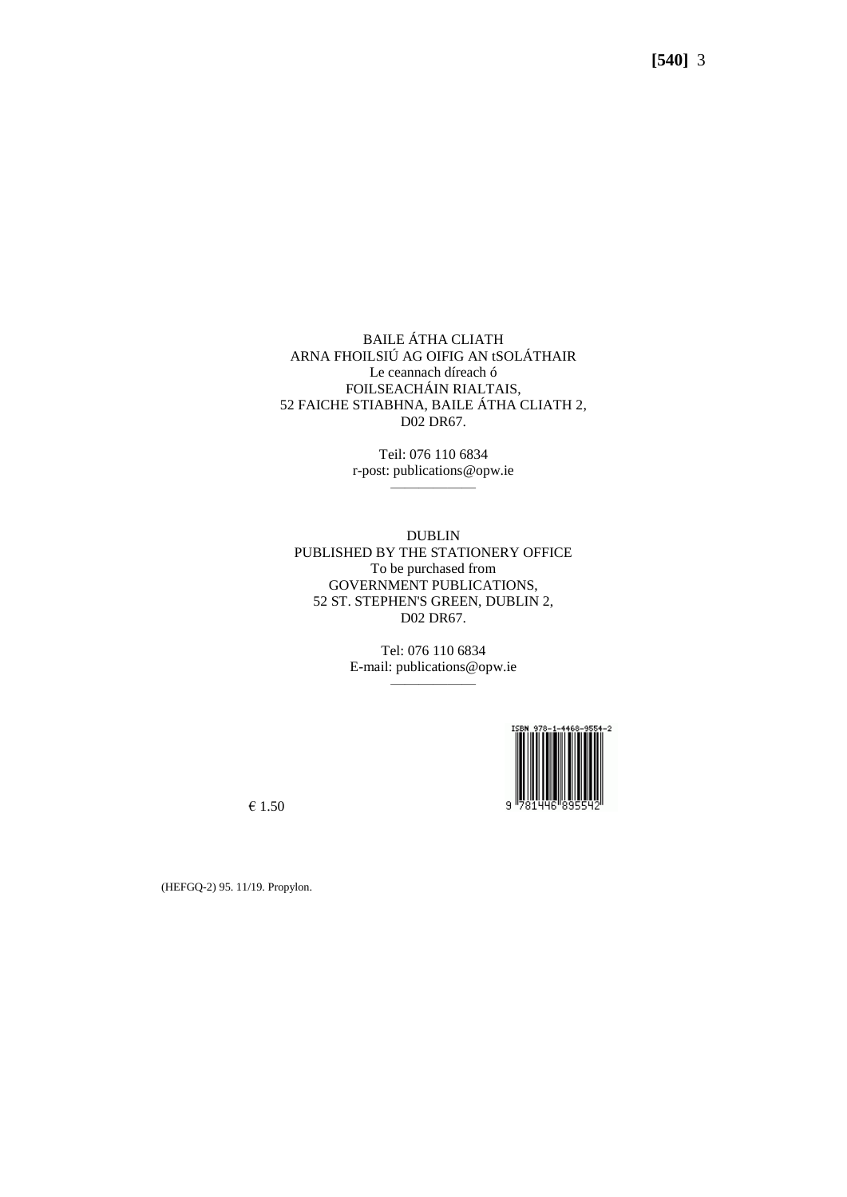BAILE ÁTHA CLIATH
ARNA FHOILSIÚ AG OIFIG AN tSOLÁTHAIR
Le ceannach díreach ó
FOILSEACHÁIN RIALTAIS,
52 FAICHE STIABHNA, BAILE ÁTHA CLIATH 2,
D02 DR67.

Teil: 076 110 6834
r-post: publications@opw.ie

---

DUBLIN
PUBLISHED BY THE STATIONERY OFFICE
To be purchased from
GOVERNMENT PUBLICATIONS,
52 ST. STEPHEN'S GREEN, DUBLIN 2,
D02 DR67.

Tel: 076 110 6834
E-mail: publications@opw.ie

---

ISBN 978-1-4468-9554-2

9 781446 895542

€ 1.50

(HEFGQ-2) 95. 11/19. Propylon.